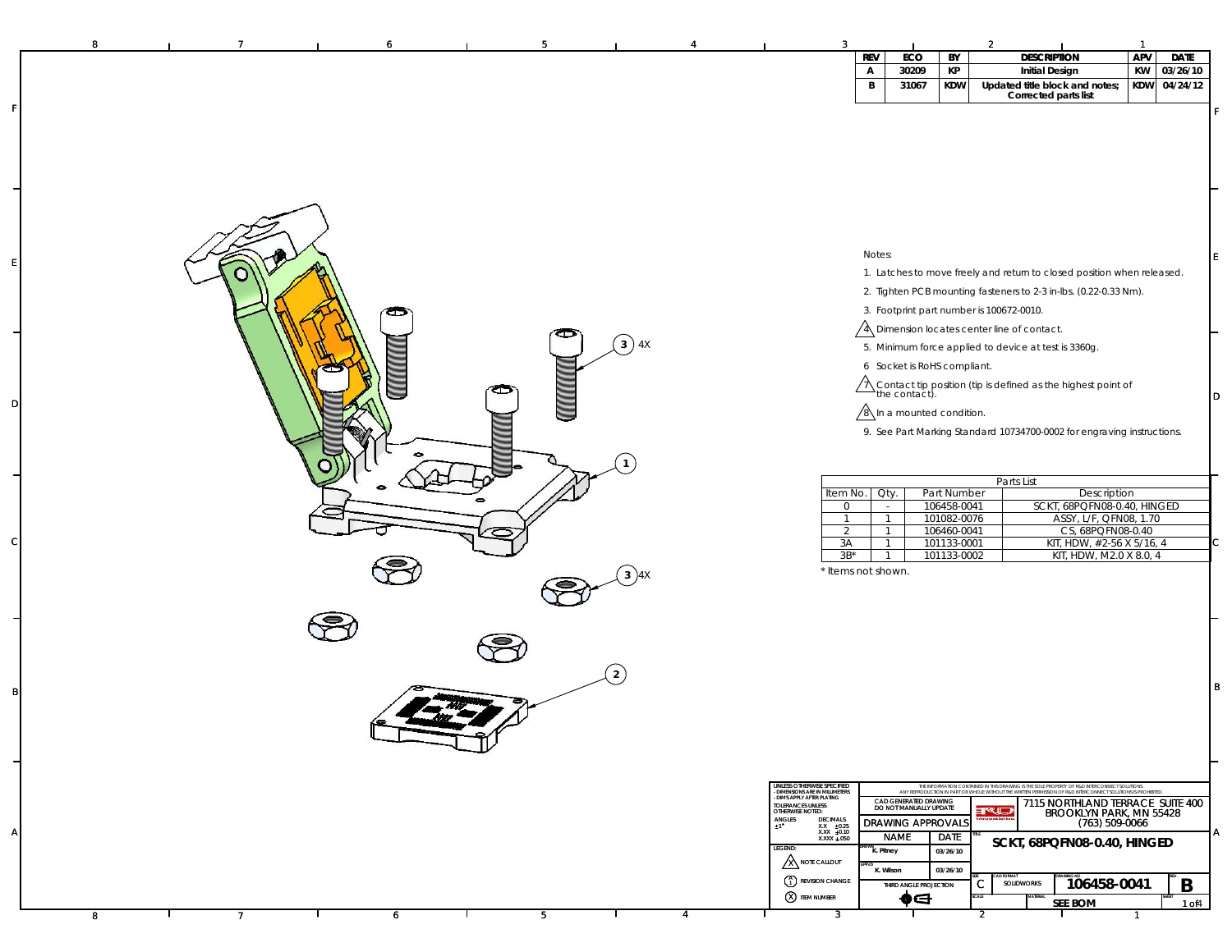| REV | ECO | BY | DESCRIPTION | APV | DATE |
| --- | --- | --- | --- | --- | --- |
| A | 30209 | KP | Initial Design | KW | 03/26/10 |
| B | 31067 | KDW | Updated title block and notes; Corrected parts list | KDW | 04/24/12 |

Notes:

1. Latches to move freely and return to closed position when released.
2. Tighten PCB mounting fasteners to 2-3 in-lbs. (0.22-0.33 Nm).
3. Footprint part number is 100672-0010.
4. Dimension locates center line of contact.
5. Minimum force applied to device at test is 3360g.
6. Socket is RoHS compliant.
7. Contact tip position (tip is defined as the highest point of the contact).
8. In a mounted condition.
9. See Part Marking Standard 10734700-0002 for engraving instructions.

Parts List

| Item No. | Qty. | Part Number | Description |
| --- | --- | --- | --- |
| 0 | - | 106458-0041 | SCKT, 68PQFN08-0.40, HINGED |
| 1 | 1 | 101082-0076 | ASSY, L/F, QFN08, 1.70 |
| 2 | 1 | 106460-0041 | CS, 68PQFN08-0.40 |
| 3A | 1 | 101133-0001 | KIT, HDW, #2-56 X 5/16, 4 |
| 3B* | 1 | 101133-0002 | KIT, HDW, M2.0 X 8.0, 4 |

\* Items not shown.

1

2

3 4X

3 4X

UNLESS OTHERWISE SPECIFIED
- DIMENSIONS ARE IN MILLIMETERS
- DIM'S APPLY AFTER PLATING
TOLERANCES UNLESS OTHERWISE NOTED:
ANGLES ±1°
DECIMALS X.X ±0.25 X.XX ±0.10 X.XXX ±.050

LEGEND:
X NOTE CALLOUT
1 REVISION CHANGE
X ITEM NUMBER

THE INFORMATION CONTAINED IN THIS DRAWING IS THE SOLE PROPERTY OF R&D INTERCONNECT SOLUTIONS. ANY REPRODUCTION IN PART OR WHOLE WITHOUT THE WRITTEN PERMISSION OF R&D INTERCONNECT SOLUTIONS IS PROHIBITED.

CAD GENERATED DRAWING DO NOT MANUALLY UPDATE

DRAWING APPROVALS

| | NAME | DATE |
| --- | --- | --- |
| DRAWN | K. Pitney | 03/26/10 |
| APP'D | K. Wilson | 03/26/10 |

THIRD ANGLE PROJECTION

7115 NORTHLAND TERRACE SUITE 400
BROOKLYN PARK, MN 55428
(763) 509-0066

TITLE: SCKT, 68PQFN08-0.40, HINGED

SIZE: C | CAD FORMAT: SOLIDWORKS | DRAWING NO: 106458-0041 | REV: B

SCALE | MATERIAL: SEE BOM | SHEET 1 of 4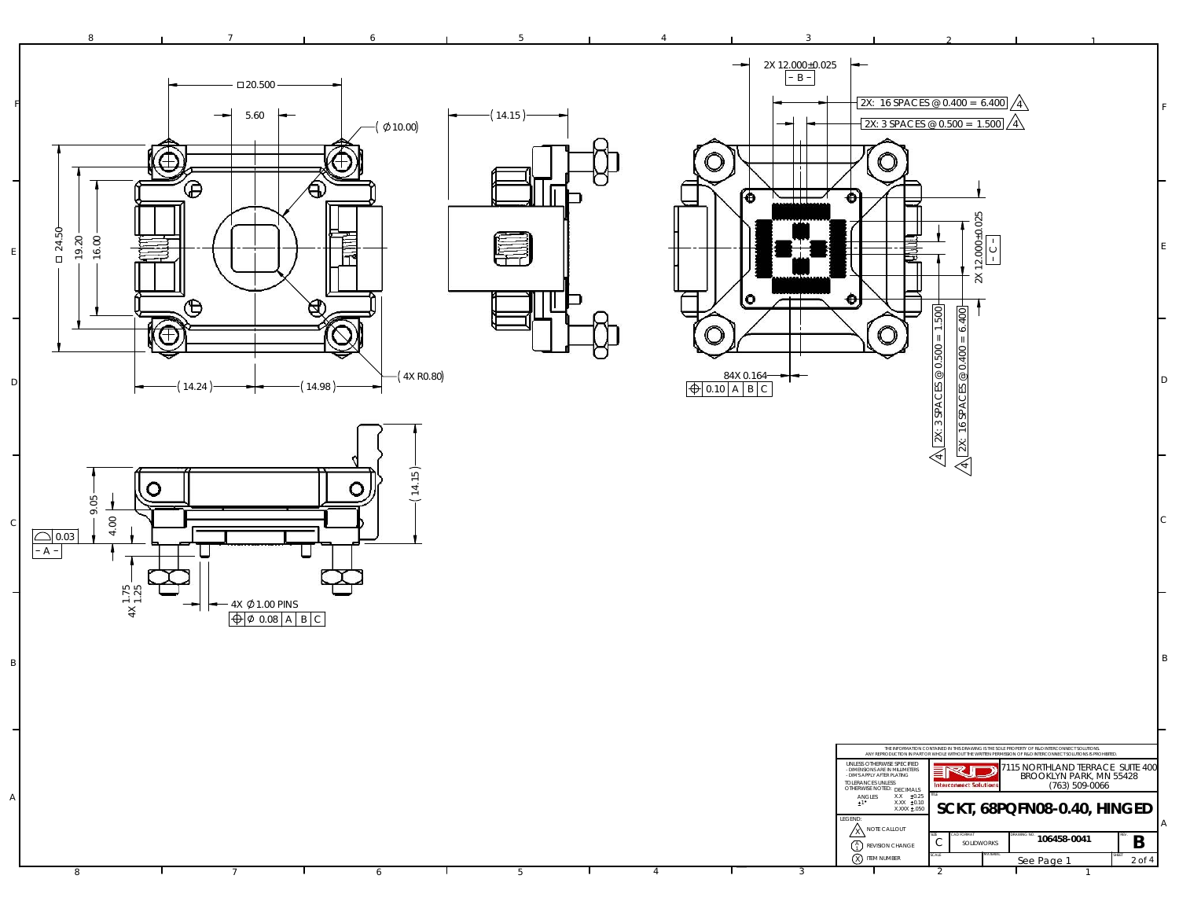□20.500

5.60

(Ø10.00)

(14.15)

2X 12.000±0.025

- B -

2X: 16 SPACES @ 0.400 = 6.400 ⚠4

2X: 3 SPACES @ 0.500 = 1.500 ⚠4

□ 24.50

19.20

16.00

(14.24)

(14.98)

(4X R0.80)

84X 0.164

⊕ 0.10 | A | B | C

2X 12.000±0.025

- C -

2X: 3 SPACES @ 0.500 = 1.500 ⚠4

2X: 16 SPACES @ 0.400 = 6.400 ⚠4

(14.15)

9.05

4.00

⌓ 0.03

- A -

1.75

4X 1.25

4X Ø1.00 PINS

⊕ Ø 0.08 | A | B | C

THE INFORMATION CONTAINED IN THIS DRAWING IS THE SOLE PROPERTY OF R&D INTERCONNECT SOLUTIONS. ANY REPRODUCTION IN PART OR WHOLE WITHOUT THE WRITTEN PERMISSION OF R&D INTERCONNECT SOLUTIONS IS PROHIBITED.

UNLESS OTHERWISE SPECIFIED
- DIMENSIONS ARE IN MILLIMETERS
- DIM'S APPLY AFTER PLATING

TOLERANCES UNLESS OTHERWISE NOTED:

| ANGLES | DECIMALS | |
|---|---|---|
| ±1° | X.X | ±0.25 |
| | X.XX | ±0.10 |
| | X.XXX | ±.050 |

LEGEND:
- ⚠X NOTE CALLOUT
- (A/1) REVISION CHANGE
- (X) ITEM NUMBER

R&D Interconnect Solutions

7115 NORTHLAND TERRACE SUITE 400
BROOKLYN PARK, MN 55428
(763) 509-0066

TITLE: **SCKT, 68PQFN08-0.40, HINGED**

| SIZE | CAD FORMAT | DRAWING NO. | REV. |
|---|---|---|---|
| C | SOLIDWORKS | 106458-0041 | B |

| SCALE | MATERIAL | SHEET |
|---|---|---|
| | See Page 1 | 2 of 4 |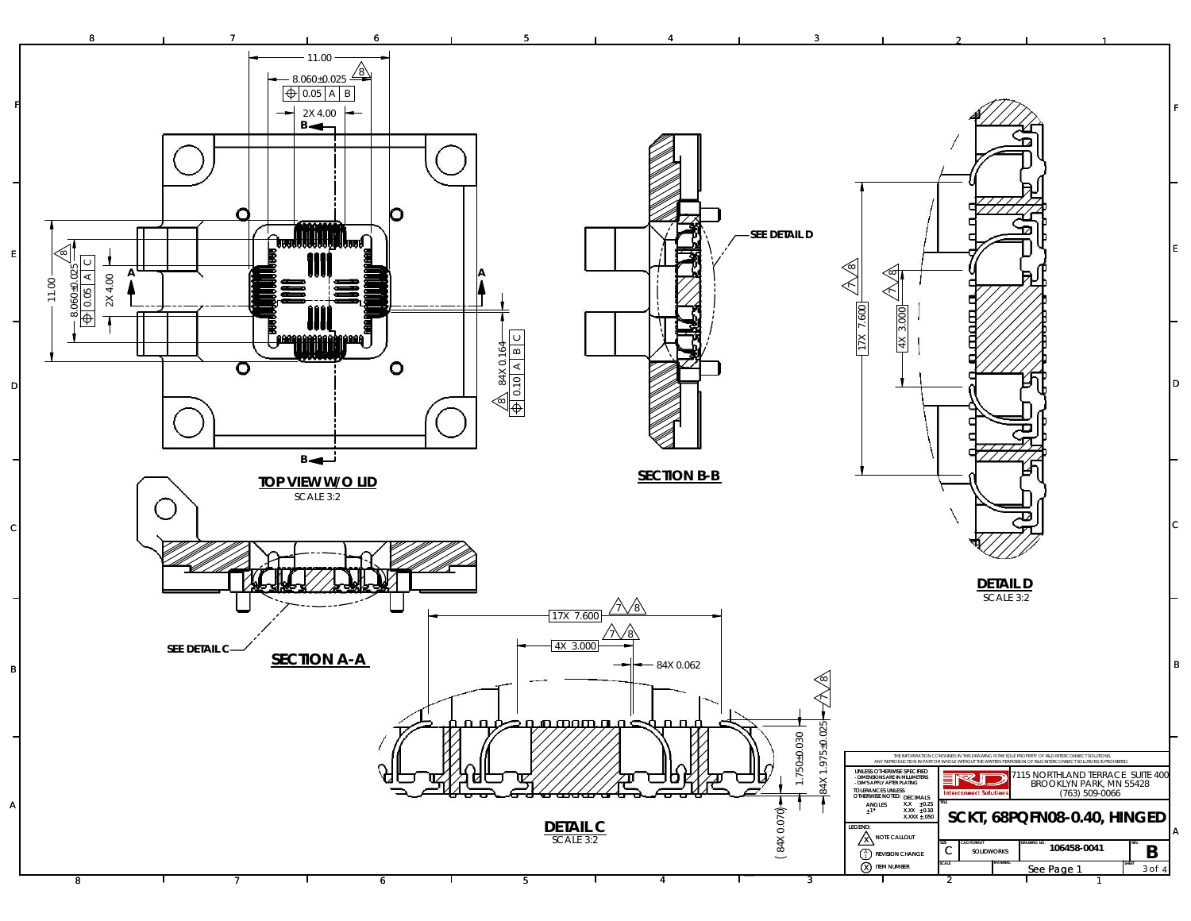## TOP VIEW W/O LID

SCALE 3:2

- 11.00
- 8.060±0.025 (8)
- ⌖ 0.05 | A | B
- 2X 4.00
- 11.00
- 8.060±0.025 (8)
- ⌖ 0.05 | A | C
- 2X 4.00
- 84X 0.164
- (8) ⌖ 0.10 | A | B | C

## SECTION B-B

SEE DETAIL D

## SECTION A-A

SEE DETAIL C

## DETAIL D

SCALE 3:2

- 17X 7.600 (7)(8)
- 4X 3.000 (7)(8)

## DETAIL C

SCALE 3:2

- 17X 7.600 (7)(8)
- 4X 3.000 (7)(8)
- 84X 0.062
- 1.750±0.030
- 84X 1.975±0.025 (7)(8)
- (84X 0.070)

---

THE INFORMATION CONTAINED IN THIS DRAWING IS THE SOLE PROPERTY OF R&D INTERCONNECT SOLUTIONS. ANY REPRODUCTION IN PART OR WHOLE WITHOUT THE WRITTEN PERMISSION OF R&D INTERCONNECT SOLUTIONS IS PROHIBITED.

UNLESS OTHERWISE SPECIFIED
- DIMENSIONS ARE IN MILLIMETERS
- DIM'S APPLY AFTER PLATING

TOLERANCES UNLESS OTHERWISE NOTED:

| ANGLES | DECIMALS | |
|---|---|---|
| ±1° | X.X | ±0.25 |
| | X.XX | ±0.10 |
| | X.XXX | ±.050 |

LEGEND:
- (X) NOTE CALLOUT
- (X) REVISION CHANGE
- (X) ITEM NUMBER

R&D Interconnect Solutions
7115 NORTHLAND TERRACE SUITE 400
BROOKLYN PARK, MN 55428
(763) 509-0066

TITLE: SCKT, 68PQFN08-0.40, HINGED

| SIZE | CAD FORMAT | DRAWING NO. | REV. |
|---|---|---|---|
| C | SOLIDWORKS | 106458-0041 | B |

SCALE: | MATERIAL: See Page 1 | SHEET 3 of 4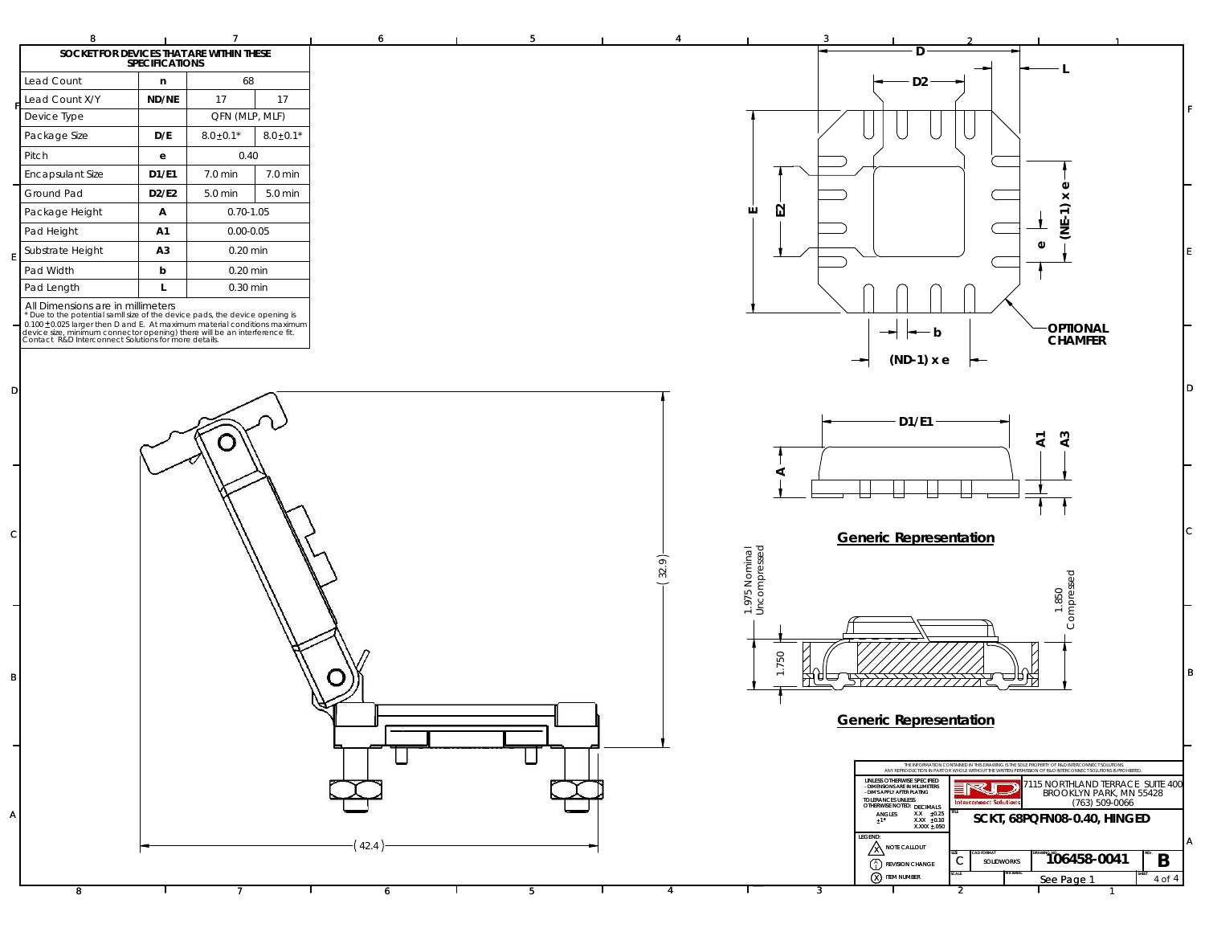| SOCKET FOR DEVICES THAT ARE WITHIN THESE SPECIFICATIONS | | | |
|---|---|---|---|
| Lead Count | n | 68 | |
| Lead Count X/Y | ND/NE | 17 | 17 |
| Device Type | | QFN (MLP, MLF) | |
| Package Size | D/E | 8.0±0.1* | 8.0±0.1* |
| Pitch | e | 0.40 | |
| Encapsulant Size | D1/E1 | 7.0 min | 7.0 min |
| Ground Pad | D2/E2 | 5.0 min | 5.0 min |
| Package Height | A | 0.70-1.05 | |
| Pad Height | A1 | 0.00-0.05 | |
| Substrate Height | A3 | 0.20 min | |
| Pad Width | b | 0.20 min | |
| Pad Length | L | 0.30 min | |

All Dimensions are in millimeters
* Due to the potential samll size of the device pads, the device opening is 0.100±0.025 larger then D and E. At maximum material conditions maximum device size, minimum connector opening) there will be an interference fit. Contact R&D Interconnect Solutions for more details.

D
D2
L
E
E2
(NE-1) x e
e
b
(ND-1) x e
OPTIONAL CHAMFER

D1/E1
A
A1
A3

Generic Representation

1.975 Nominal Uncompressed
1.850 Compressed
1.750

Generic Representation

(32.9)
(42.4)

THE INFORMATION CONTAINED IN THIS DRAWING IS THE SOLE PROPERTY OF R&D INTERCONNECT SOLUTIONS. ANY REPRODUCTION IN PART OR WHOLE WITHOUT THE WRITTEN PERMISSION OF R&D INTERCONNECT SOLUTIONS IS PROHIBITED.

UNLESS OTHERWISE SPECIFIED
- DIMENSIONS ARE IN MILLIMETERS
- DIM'S APPLY AFTER PLATING
TOLERANCES UNLESS OTHERWISE NOTED: DECIMALS
ANGLES ±1° X.X ±0.25 X.XX ±0.10 X.XXX ±.050

R&D Interconnect Solutions
7115 NORTHLAND TERRACE SUITE 400
BROOKLYN PARK, MN 55428
(763) 509-0066

TITLE: SCKT, 68PQFN08-0.40, HINGED

LEGEND:
X NOTE CALLOUT
A REVISION CHANGE
X ITEM NUMBER

SIZE: C
CAD FORMAT: SOLIDWORKS
DRAWING NO.: 106458-0041
REV.: B
MATERIAL: See Page 1